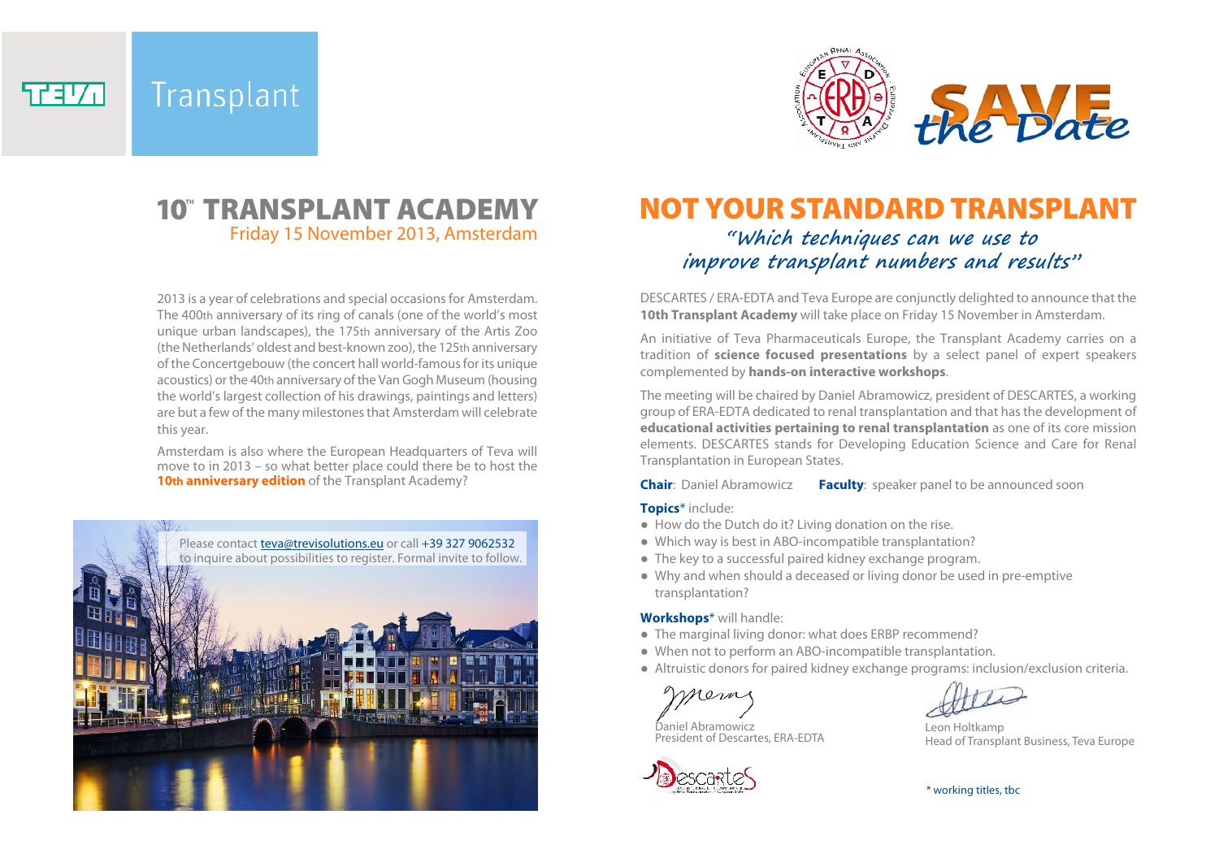TEVA Transplant

SAVE the Date

# 10TH TRANSPLANT ACADEMY

Friday 15 November 2013, Amsterdam

2013 is a year of celebrations and special occasions for Amsterdam. The 400th anniversary of its ring of canals (one of the world's most unique urban landscapes), the 175th anniversary of the Artis Zoo (the Netherlands' oldest and best-known zoo), the 125th anniversary of the Concertgebouw (the concert hall world-famous for its unique acoustics) or the 40th anniversary of the Van Gogh Museum (housing the world's largest collection of his drawings, paintings and letters) are but a few of the many milestones that Amsterdam will celebrate this year.

Amsterdam is also where the European Headquarters of Teva will move to in 2013 – so what better place could there be to host the **10th anniversary edition** of the Transplant Academy?

Please contact teva@trevisolutions.eu or call +39 327 9062532 to inquire about possibilities to register. Formal invite to follow.

# NOT YOUR STANDARD TRANSPLANT

*"Which techniques can we use to improve transplant numbers and results"*

DESCARTES / ERA-EDTA and Teva Europe are conjunctly delighted to announce that the **10th Transplant Academy** will take place on Friday 15 November in Amsterdam.

An initiative of Teva Pharmaceuticals Europe, the Transplant Academy carries on a tradition of **science focused presentations** by a select panel of expert speakers complemented by **hands-on interactive workshops**.

The meeting will be chaired by Daniel Abramowicz, president of DESCARTES, a working group of ERA-EDTA dedicated to renal transplantation and that has the development of **educational activities pertaining to renal transplantation** as one of its core mission elements. DESCARTES stands for Developing Education Science and Care for Renal Transplantation in European States.

**Chair**: Daniel Abramowicz **Faculty**: speaker panel to be announced soon

**Topics*** include:

- How do the Dutch do it? Living donation on the rise.
- Which way is best in ABO-incompatible transplantation?
- The key to a successful paired kidney exchange program.
- Why and when should a deceased or living donor be used in pre-emptive transplantation?

**Workshops*** will handle:

- The marginal living donor: what does ERBP recommend?
- When not to perform an ABO-incompatible transplantation.
- Altruistic donors for paired kidney exchange programs: inclusion/exclusion criteria.

Daniel Abramowicz
President of Descartes, ERA-EDTA

Leon Holtkamp
Head of Transplant Business, Teva Europe

\* working titles, tbc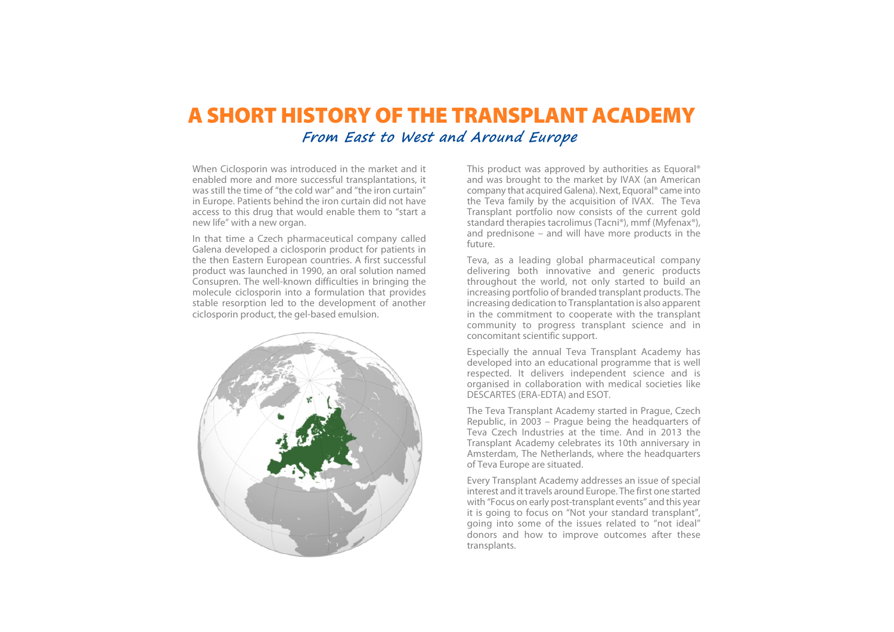# A SHORT HISTORY OF THE TRANSPLANT ACADEMY

## *From East to West and Around Europe*

When Ciclosporin was introduced in the market and it enabled more and more successful transplantations, it was still the time of "the cold war" and "the iron curtain" in Europe. Patients behind the iron curtain did not have access to this drug that would enable them to "start a new life" with a new organ.

In that time a Czech pharmaceutical company called Galena developed a ciclosporin product for patients in the then Eastern European countries. A first successful product was launched in 1990, an oral solution named Consupren. The well-known difficulties in bringing the molecule ciclosporin into a formulation that provides stable resorption led to the development of another ciclosporin product, the gel-based emulsion.

This product was approved by authorities as Equoral® and was brought to the market by IVAX (an American company that acquired Galena). Next, Equoral® came into the Teva family by the acquisition of IVAX. The Teva Transplant portfolio now consists of the current gold standard therapies tacrolimus (Tacni®), mmf (Myfenax®), and prednisone – and will have more products in the future.

Teva, as a leading global pharmaceutical company delivering both innovative and generic products throughout the world, not only started to build an increasing portfolio of branded transplant products. The increasing dedication to Transplantation is also apparent in the commitment to cooperate with the transplant community to progress transplant science and in concomitant scientific support.

Especially the annual Teva Transplant Academy has developed into an educational programme that is well respected. It delivers independent science and is organised in collaboration with medical societies like DESCARTES (ERA-EDTA) and ESOT.

The Teva Transplant Academy started in Prague, Czech Republic, in 2003 – Prague being the headquarters of Teva Czech Industries at the time. And in 2013 the Transplant Academy celebrates its 10th anniversary in Amsterdam, The Netherlands, where the headquarters of Teva Europe are situated.

Every Transplant Academy addresses an issue of special interest and it travels around Europe. The first one started with "Focus on early post-transplant events" and this year it is going to focus on "Not your standard transplant", going into some of the issues related to "not ideal" donors and how to improve outcomes after these transplants.